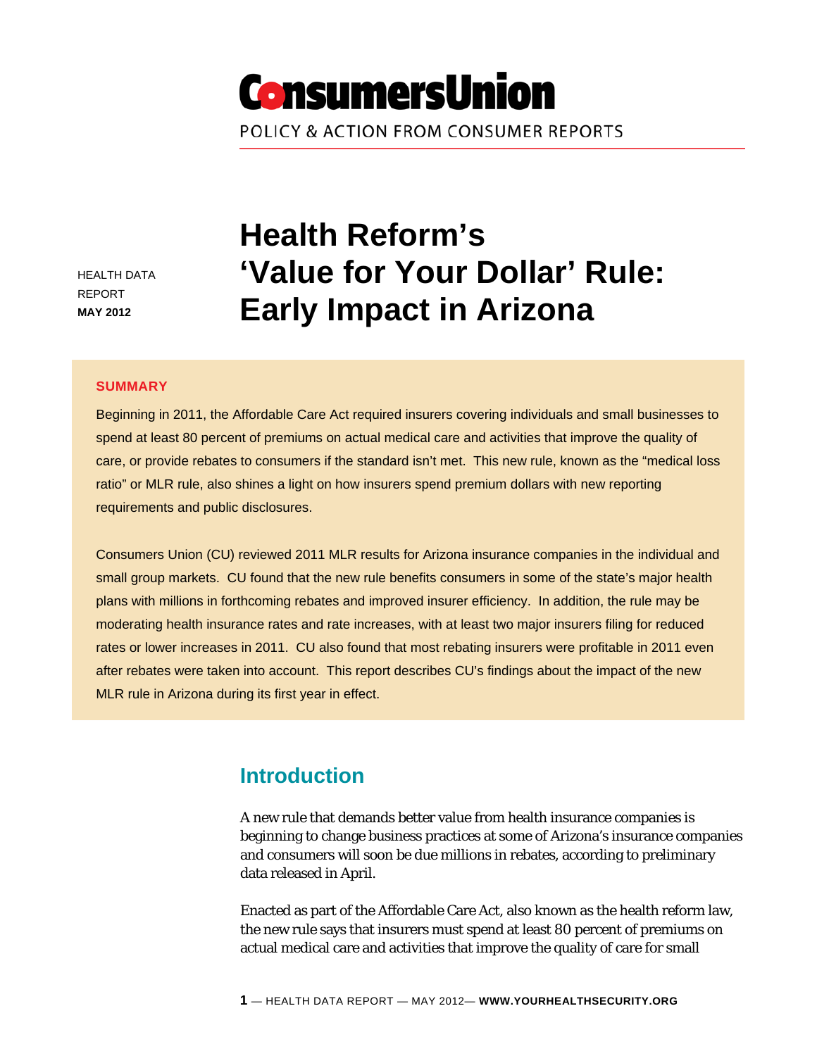# ConsumersUnion

POLICY & ACTION FROM CONSUMER REPORTS

HEALTH DATA REPORT
**MAY 2012**

# Health Reform's 'Value for Your Dollar' Rule: Early Impact in Arizona

## SUMMARY

Beginning in 2011, the Affordable Care Act required insurers covering individuals and small businesses to spend at least 80 percent of premiums on actual medical care and activities that improve the quality of care, or provide rebates to consumers if the standard isn't met. This new rule, known as the "medical loss ratio" or MLR rule, also shines a light on how insurers spend premium dollars with new reporting requirements and public disclosures.

Consumers Union (CU) reviewed 2011 MLR results for Arizona insurance companies in the individual and small group markets. CU found that the new rule benefits consumers in some of the state's major health plans with millions in forthcoming rebates and improved insurer efficiency. In addition, the rule may be moderating health insurance rates and rate increases, with at least two major insurers filing for reduced rates or lower increases in 2011. CU also found that most rebating insurers were profitable in 2011 even after rebates were taken into account. This report describes CU's findings about the impact of the new MLR rule in Arizona during its first year in effect.

## Introduction

A new rule that demands better value from health insurance companies is beginning to change business practices at some of Arizona's insurance companies and consumers will soon be due millions in rebates, according to preliminary data released in April.

Enacted as part of the Affordable Care Act, also known as the health reform law, the new rule says that insurers must spend at least 80 percent of premiums on actual medical care and activities that improve the quality of care for small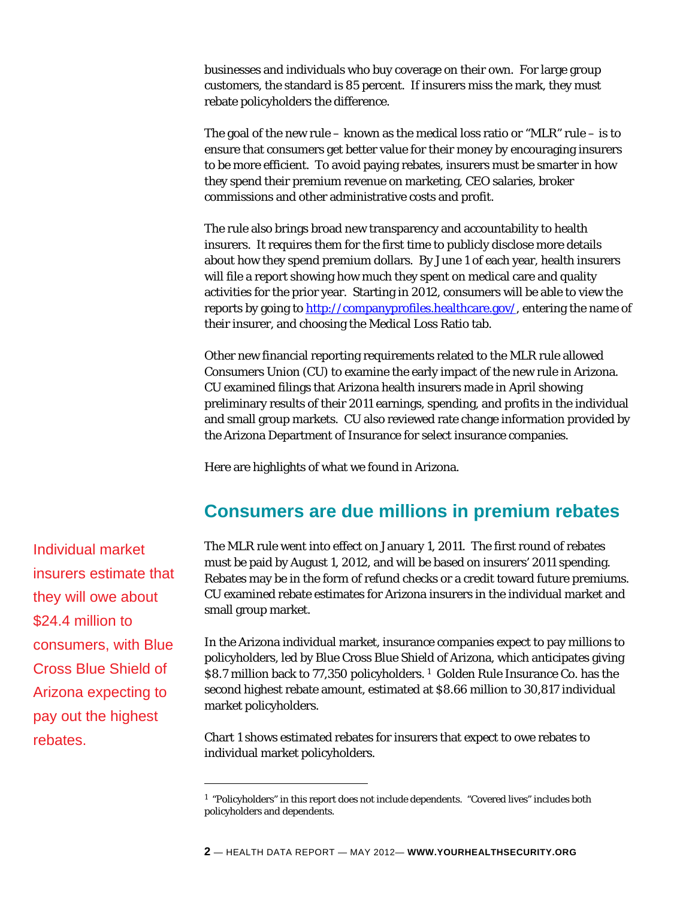businesses and individuals who buy coverage on their own. For large group customers, the standard is 85 percent. If insurers miss the mark, they must rebate policyholders the difference.

The goal of the new rule – known as the medical loss ratio or "MLR" rule – is to ensure that consumers get better value for their money by encouraging insurers to be more efficient. To avoid paying rebates, insurers must be smarter in how they spend their premium revenue on marketing, CEO salaries, broker commissions and other administrative costs and profit.

The rule also brings broad new transparency and accountability to health insurers. It requires them for the first time to publicly disclose more details about how they spend premium dollars. By June 1 of each year, health insurers will file a report showing how much they spent on medical care and quality activities for the prior year. Starting in 2012, consumers will be able to view the reports by going to http://companyprofiles.healthcare.gov/, entering the name of their insurer, and choosing the Medical Loss Ratio tab.

Other new financial reporting requirements related to the MLR rule allowed Consumers Union (CU) to examine the early impact of the new rule in Arizona. CU examined filings that Arizona health insurers made in April showing preliminary results of their 2011 earnings, spending, and profits in the individual and small group markets. CU also reviewed rate change information provided by the Arizona Department of Insurance for select insurance companies.

Here are highlights of what we found in Arizona.

## Consumers are due millions in premium rebates

Individual market insurers estimate that they will owe about $24.4 million to consumers, with Blue Cross Blue Shield of Arizona expecting to pay out the highest rebates.

The MLR rule went into effect on January 1, 2011. The first round of rebates must be paid by August 1, 2012, and will be based on insurers' 2011 spending. Rebates may be in the form of refund checks or a credit toward future premiums. CU examined rebate estimates for Arizona insurers in the individual market and small group market.

In the Arizona individual market, insurance companies expect to pay millions to policyholders, led by Blue Cross Blue Shield of Arizona, which anticipates giving $8.7 million back to 77,350 policyholders. [1] Golden Rule Insurance Co. has the second highest rebate amount, estimated at $8.66 million to 30,817 individual market policyholders.

Chart 1 shows estimated rebates for insurers that expect to owe rebates to individual market policyholders.

---

[1] "Policyholders" in this report does not include dependents. "Covered lives" includes both policyholders and dependents.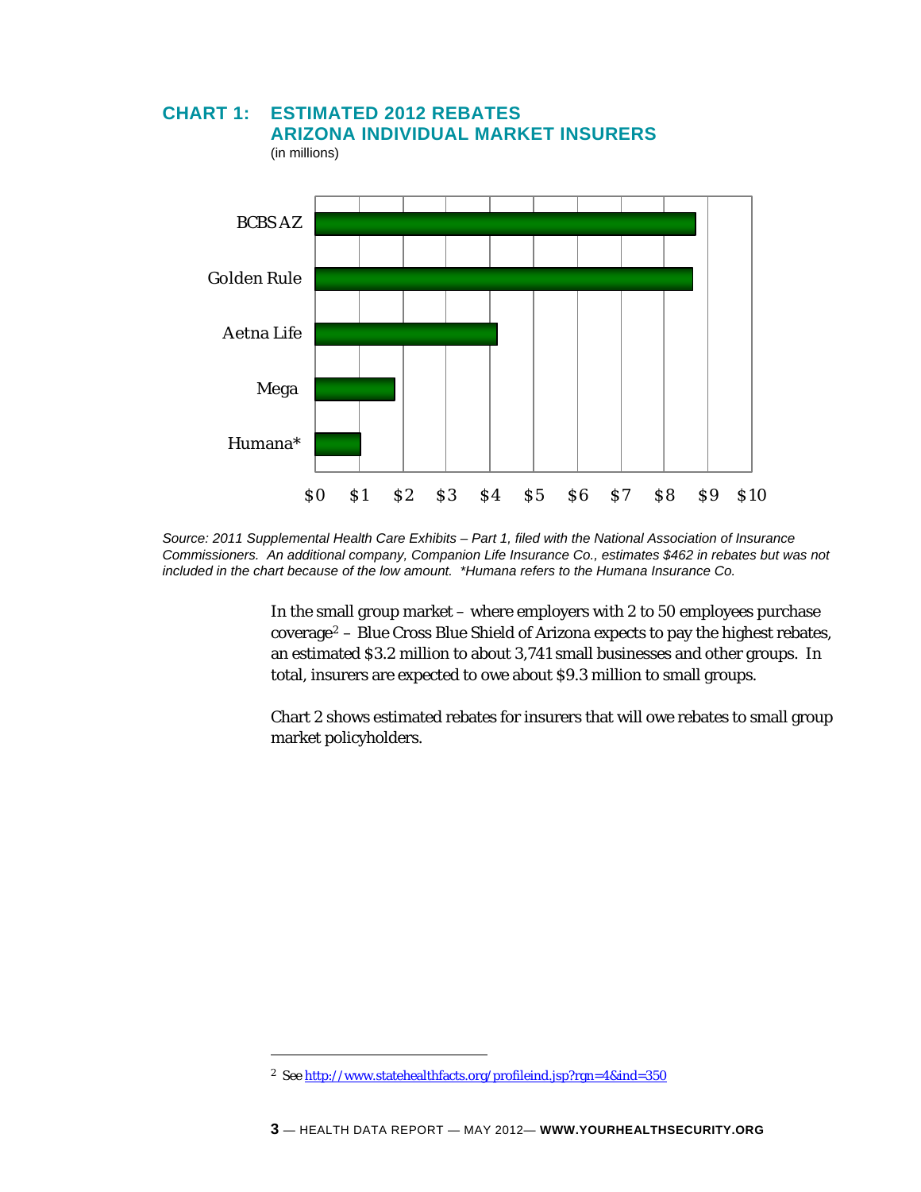## CHART 1: ESTIMATED 2012 REBATES ARIZONA INDIVIDUAL MARKET INSURERS

(in millions)

BCBS AZ

Golden Rule

Aetna Life

Mega

Humana*

$0 $1 $2 $3 $4 $5 $6 $7 $8 $9 $10

*Source: 2011 Supplemental Health Care Exhibits – Part 1, filed with the National Association of Insurance Commissioners. An additional company, Companion Life Insurance Co., estimates $462 in rebates but was not included in the chart because of the low amount. *Humana refers to the Humana Insurance Co.*

In the small group market – where employers with 2 to 50 employees purchase coverage[2] – Blue Cross Blue Shield of Arizona expects to pay the highest rebates, an estimated $3.2 million to about 3,741 small businesses and other groups. In total, insurers are expected to owe about $9.3 million to small groups.

Chart 2 shows estimated rebates for insurers that will owe rebates to small group market policyholders.

[2] See http://www.statehealthfacts.org/profileind.jsp?rgn=4&ind=350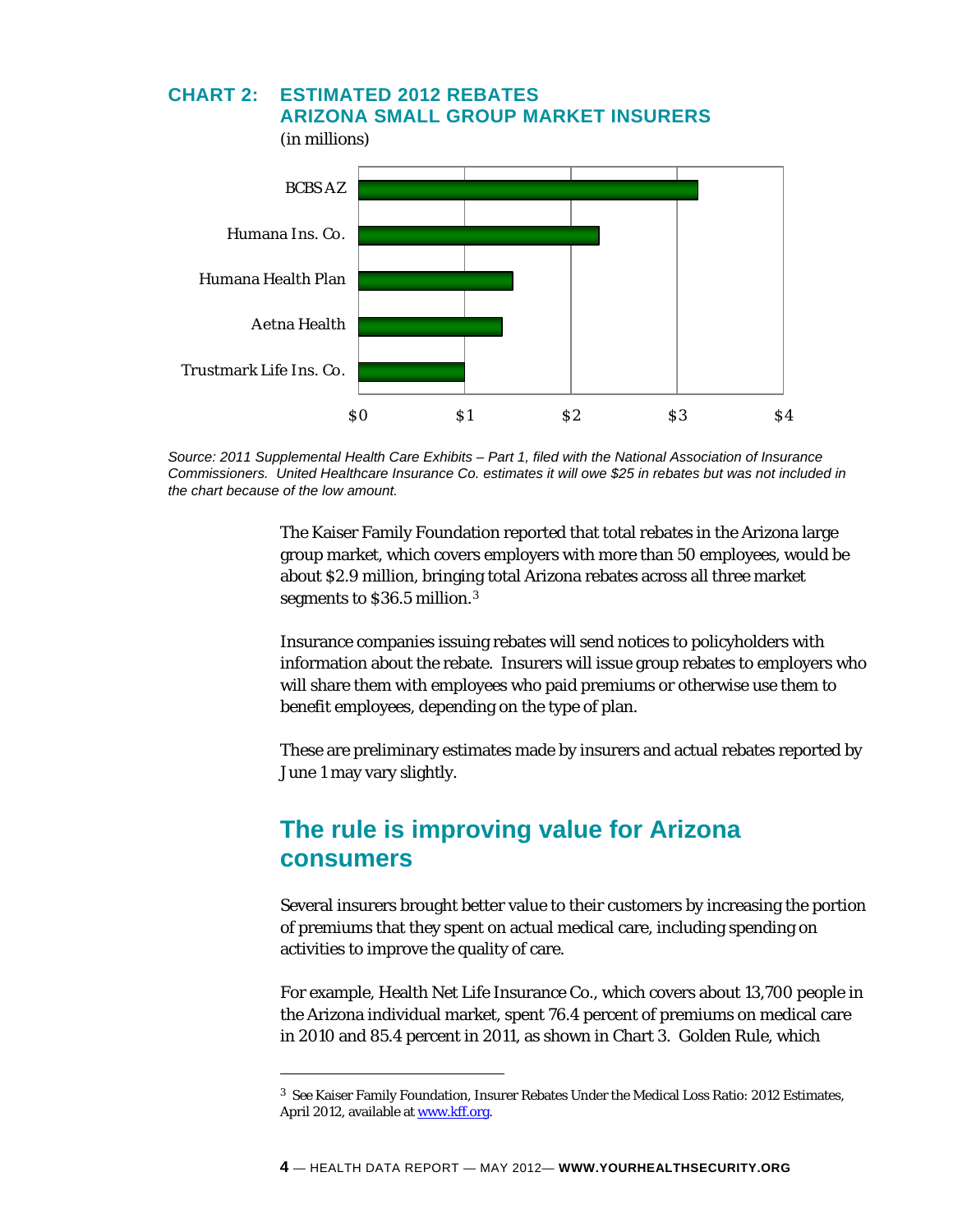**CHART 2: ESTIMATED 2012 REBATES ARIZONA SMALL GROUP MARKET INSURERS**
(in millions)

| Insurer | Estimated Rebate (in millions) |
|---|---|
| BCBS AZ | ~$3.2 |
| Humana Ins. Co. | ~$2.3 |
| Humana Health Plan | ~$1.45 |
| Aetna Health | ~$1.35 |
| Trustmark Life Ins. Co. | ~$1.0 |

*Source: 2011 Supplemental Health Care Exhibits – Part 1, filed with the National Association of Insurance Commissioners. United Healthcare Insurance Co. estimates it will owe $25 in rebates but was not included in the chart because of the low amount.*

The Kaiser Family Foundation reported that total rebates in the Arizona large group market, which covers employers with more than 50 employees, would be about $2.9 million, bringing total Arizona rebates across all three market segments to $36.5 million.[3]

Insurance companies issuing rebates will send notices to policyholders with information about the rebate. Insurers will issue group rebates to employers who will share them with employees who paid premiums or otherwise use them to benefit employees, depending on the type of plan.

These are preliminary estimates made by insurers and actual rebates reported by June 1 may vary slightly.

## The rule is improving value for Arizona consumers

Several insurers brought better value to their customers by increasing the portion of premiums that they spent on actual medical care, including spending on activities to improve the quality of care.

For example, Health Net Life Insurance Co., which covers about 13,700 people in the Arizona individual market, spent 76.4 percent of premiums on medical care in 2010 and 85.4 percent in 2011, as shown in Chart 3. Golden Rule, which

[3] See Kaiser Family Foundation, Insurer Rebates Under the Medical Loss Ratio: 2012 Estimates, April 2012, available at www.kff.org.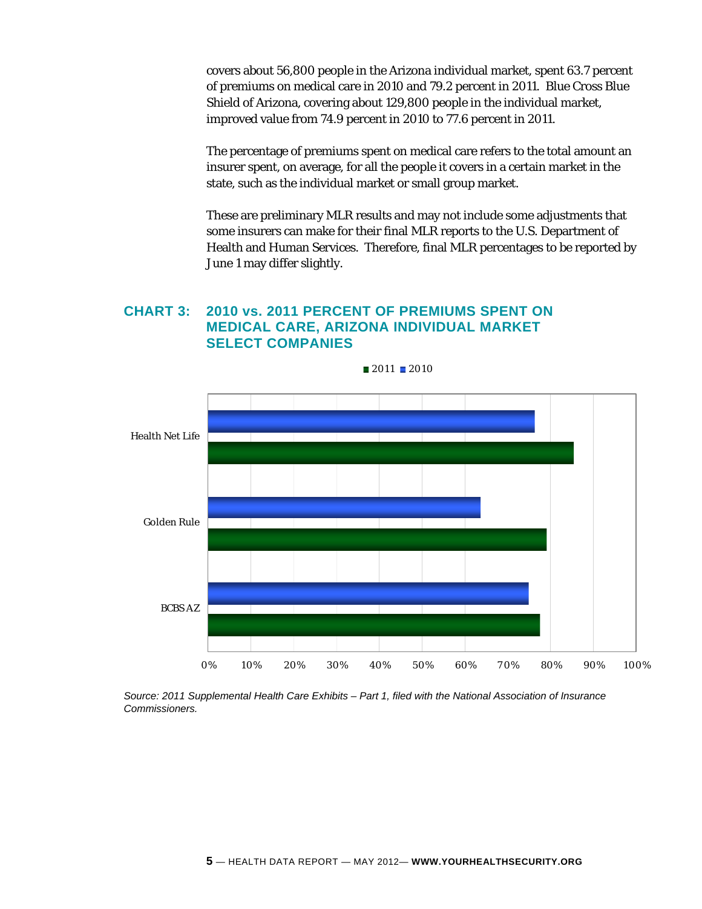covers about 56,800 people in the Arizona individual market, spent 63.7 percent of premiums on medical care in 2010 and 79.2 percent in 2011. Blue Cross Blue Shield of Arizona, covering about 129,800 people in the individual market, improved value from 74.9 percent in 2010 to 77.6 percent in 2011.

The percentage of premiums spent on medical care refers to the total amount an insurer spent, on average, for all the people it covers in a certain market in the state, such as the individual market or small group market.

These are preliminary MLR results and may not include some adjustments that some insurers can make for their final MLR reports to the U.S. Department of Health and Human Services. Therefore, final MLR percentages to be reported by June 1 may differ slightly.

## CHART 3: 2010 vs. 2011 PERCENT OF PREMIUMS SPENT ON MEDICAL CARE, ARIZONA INDIVIDUAL MARKET SELECT COMPANIES

2011 ■ 2010

Health Net Life

Golden Rule

BCBS AZ

0% 10% 20% 30% 40% 50% 60% 70% 80% 90% 100%

*Source: 2011 Supplemental Health Care Exhibits – Part 1, filed with the National Association of Insurance Commissioners.*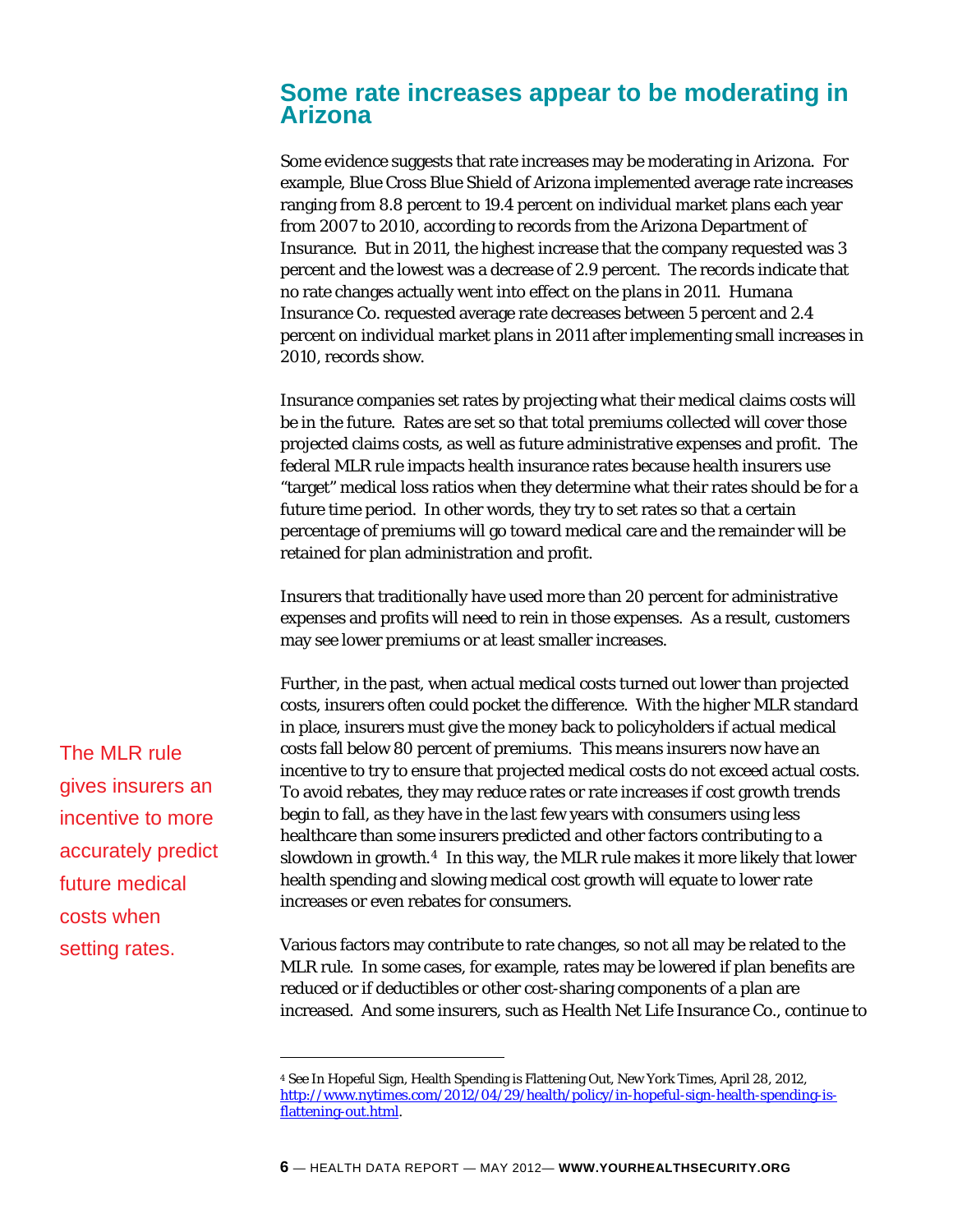## Some rate increases appear to be moderating in Arizona

Some evidence suggests that rate increases may be moderating in Arizona. For example, Blue Cross Blue Shield of Arizona implemented average rate increases ranging from 8.8 percent to 19.4 percent on individual market plans each year from 2007 to 2010, according to records from the Arizona Department of Insurance. But in 2011, the highest increase that the company requested was 3 percent and the lowest was a decrease of 2.9 percent. The records indicate that no rate changes actually went into effect on the plans in 2011. Humana Insurance Co. requested average rate decreases between 5 percent and 2.4 percent on individual market plans in 2011 after implementing small increases in 2010, records show.

Insurance companies set rates by projecting what their medical claims costs will be in the future. Rates are set so that total premiums collected will cover those projected claims costs, as well as future administrative expenses and profit. The federal MLR rule impacts health insurance rates because health insurers use "target" medical loss ratios when they determine what their rates should be for a future time period. In other words, they try to set rates so that a certain percentage of premiums will go toward medical care and the remainder will be retained for plan administration and profit.

Insurers that traditionally have used more than 20 percent for administrative expenses and profits will need to rein in those expenses. As a result, customers may see lower premiums or at least smaller increases.

> The MLR rule gives insurers an incentive to more accurately predict future medical costs when setting rates.

Further, in the past, when actual medical costs turned out lower than projected costs, insurers often could pocket the difference. With the higher MLR standard in place, insurers must give the money back to policyholders if actual medical costs fall below 80 percent of premiums. This means insurers now have an incentive to try to ensure that projected medical costs do not exceed actual costs. To avoid rebates, they may reduce rates or rate increases if cost growth trends begin to fall, as they have in the last few years with consumers using less healthcare than some insurers predicted and other factors contributing to a slowdown in growth.[4] In this way, the MLR rule makes it more likely that lower health spending and slowing medical cost growth will equate to lower rate increases or even rebates for consumers.

Various factors may contribute to rate changes, so not all may be related to the MLR rule. In some cases, for example, rates may be lowered if plan benefits are reduced or if deductibles or other cost-sharing components of a plan are increased. And some insurers, such as Health Net Life Insurance Co., continue to

---

[4] See In Hopeful Sign, Health Spending is Flattening Out, New York Times, April 28, 2012, http://www.nytimes.com/2012/04/29/health/policy/in-hopeful-sign-health-spending-is-flattening-out.html.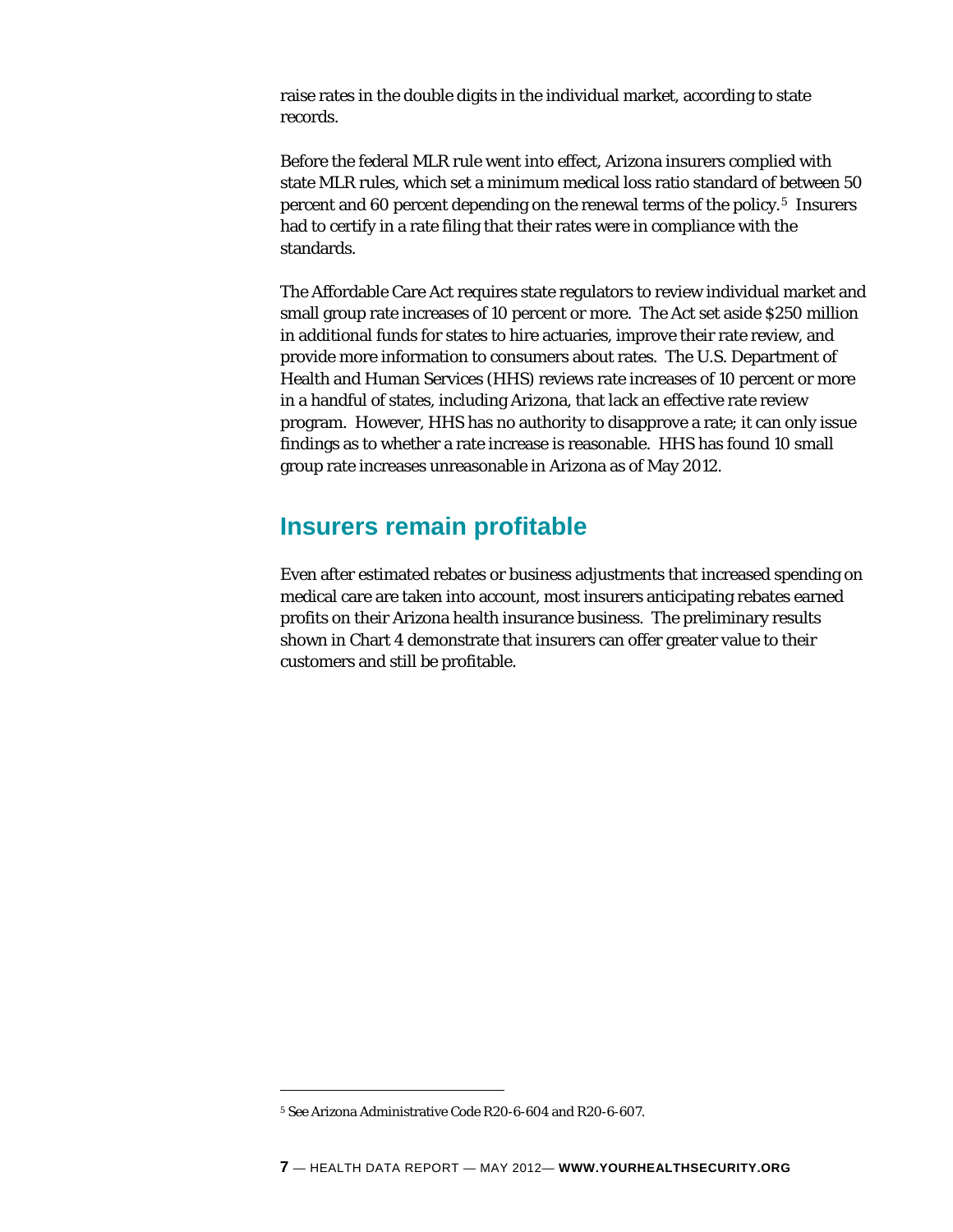raise rates in the double digits in the individual market, according to state records.

Before the federal MLR rule went into effect, Arizona insurers complied with state MLR rules, which set a minimum medical loss ratio standard of between 50 percent and 60 percent depending on the renewal terms of the policy.[5] Insurers had to certify in a rate filing that their rates were in compliance with the standards.

The Affordable Care Act requires state regulators to review individual market and small group rate increases of 10 percent or more. The Act set aside $250 million in additional funds for states to hire actuaries, improve their rate review, and provide more information to consumers about rates. The U.S. Department of Health and Human Services (HHS) reviews rate increases of 10 percent or more in a handful of states, including Arizona, that lack an effective rate review program. However, HHS has no authority to disapprove a rate; it can only issue findings as to whether a rate increase is reasonable. HHS has found 10 small group rate increases unreasonable in Arizona as of May 2012.

## Insurers remain profitable

Even after estimated rebates or business adjustments that increased spending on medical care are taken into account, most insurers anticipating rebates earned profits on their Arizona health insurance business. The preliminary results shown in Chart 4 demonstrate that insurers can offer greater value to their customers and still be profitable.

---

[5] See Arizona Administrative Code R20-6-604 and R20-6-607.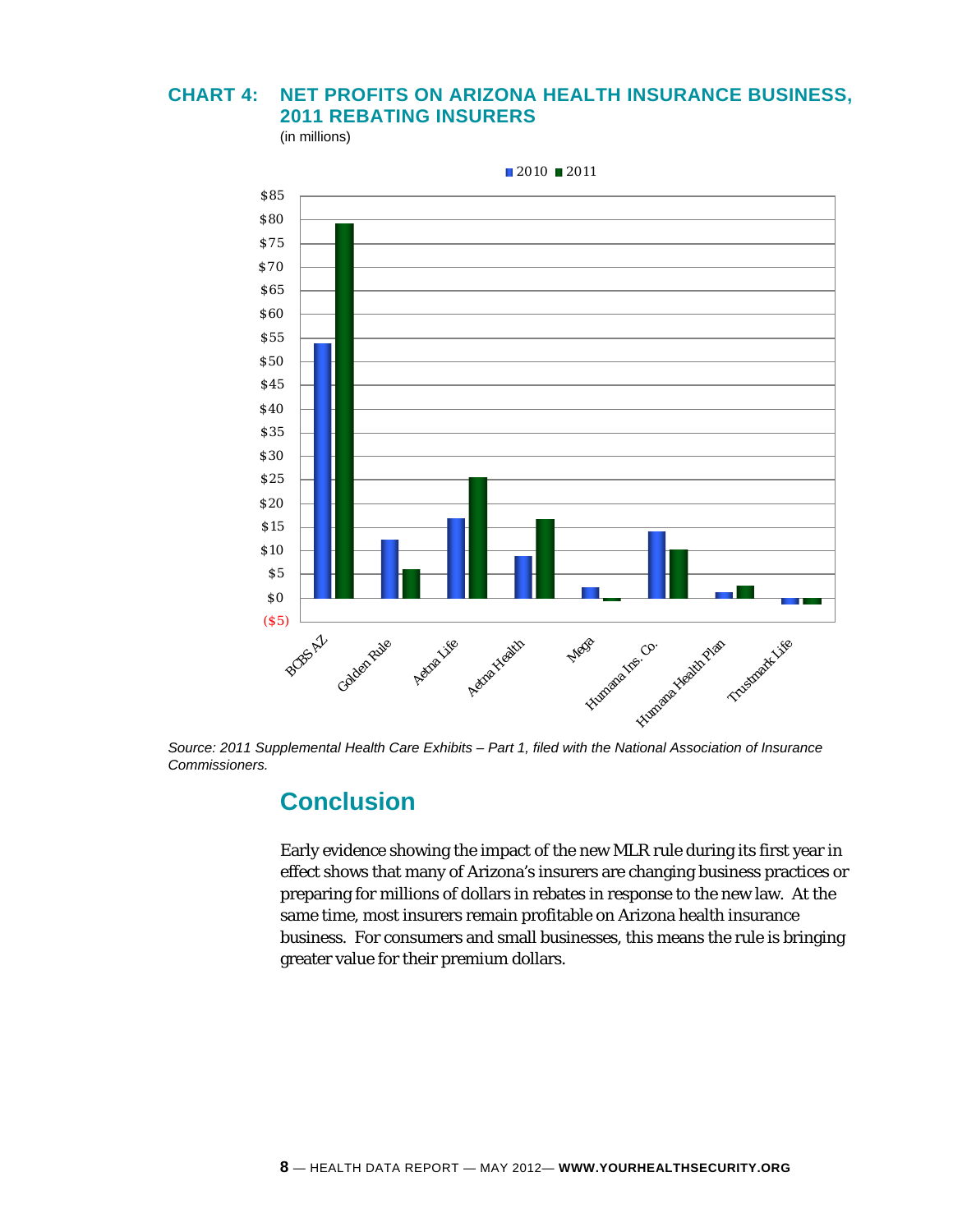## CHART 4: NET PROFITS ON ARIZONA HEALTH INSURANCE BUSINESS, 2011 REBATING INSURERS

(in millions)

*Source: 2011 Supplemental Health Care Exhibits – Part 1, filed with the National Association of Insurance Commissioners.*

## Conclusion

Early evidence showing the impact of the new MLR rule during its first year in effect shows that many of Arizona's insurers are changing business practices or preparing for millions of dollars in rebates in response to the new law. At the same time, most insurers remain profitable on Arizona health insurance business. For consumers and small businesses, this means the rule is bringing greater value for their premium dollars.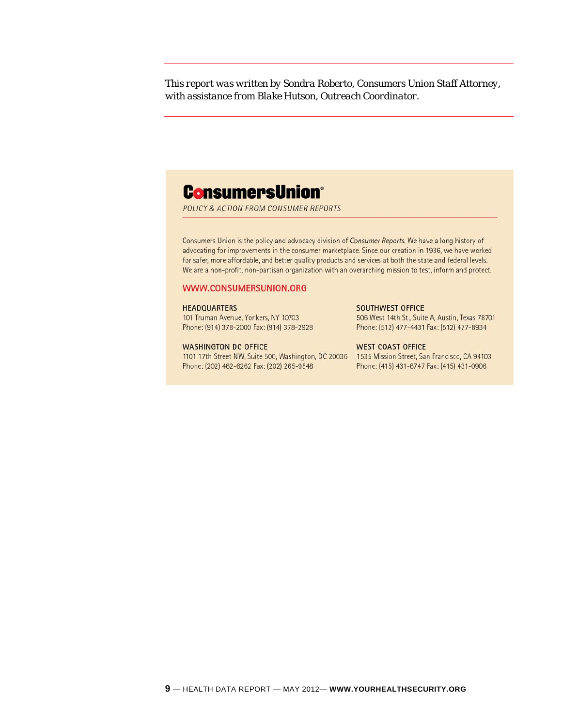*This report was written by Sondra Roberto, Consumers Union Staff Attorney, with assistance from Blake Hutson, Outreach Coordinator.*

## ConsumersUnion®

*POLICY & ACTION FROM CONSUMER REPORTS*

Consumers Union is the policy and advocacy division of *Consumer Reports*. We have a long history of advocating for improvements in the consumer marketplace. Since our creation in 1936, we have worked for safer, more affordable, and better quality products and services at both the state and federal levels. We are a non-profit, non-partisan organization with an overarching mission to test, inform and protect.

WWW.CONSUMERSUNION.ORG

**HEADQUARTERS**
101 Truman Avenue, Yonkers, NY 10703
Phone: (914) 378-2000 Fax: (914) 378-2928

**WASHINGTON DC OFFICE**
1101 17th Street NW, Suite 500, Washington, DC 20036
Phone: (202) 462-6262 Fax: (202) 265-9548

**SOUTHWEST OFFICE**
506 West 14th St., Suite A, Austin, Texas 78701
Phone: (512) 477-4431 Fax: (512) 477-8934

**WEST COAST OFFICE**
1535 Mission Street, San Francisco, CA 94103
Phone: (415) 431-6747 Fax: (415) 431-0906